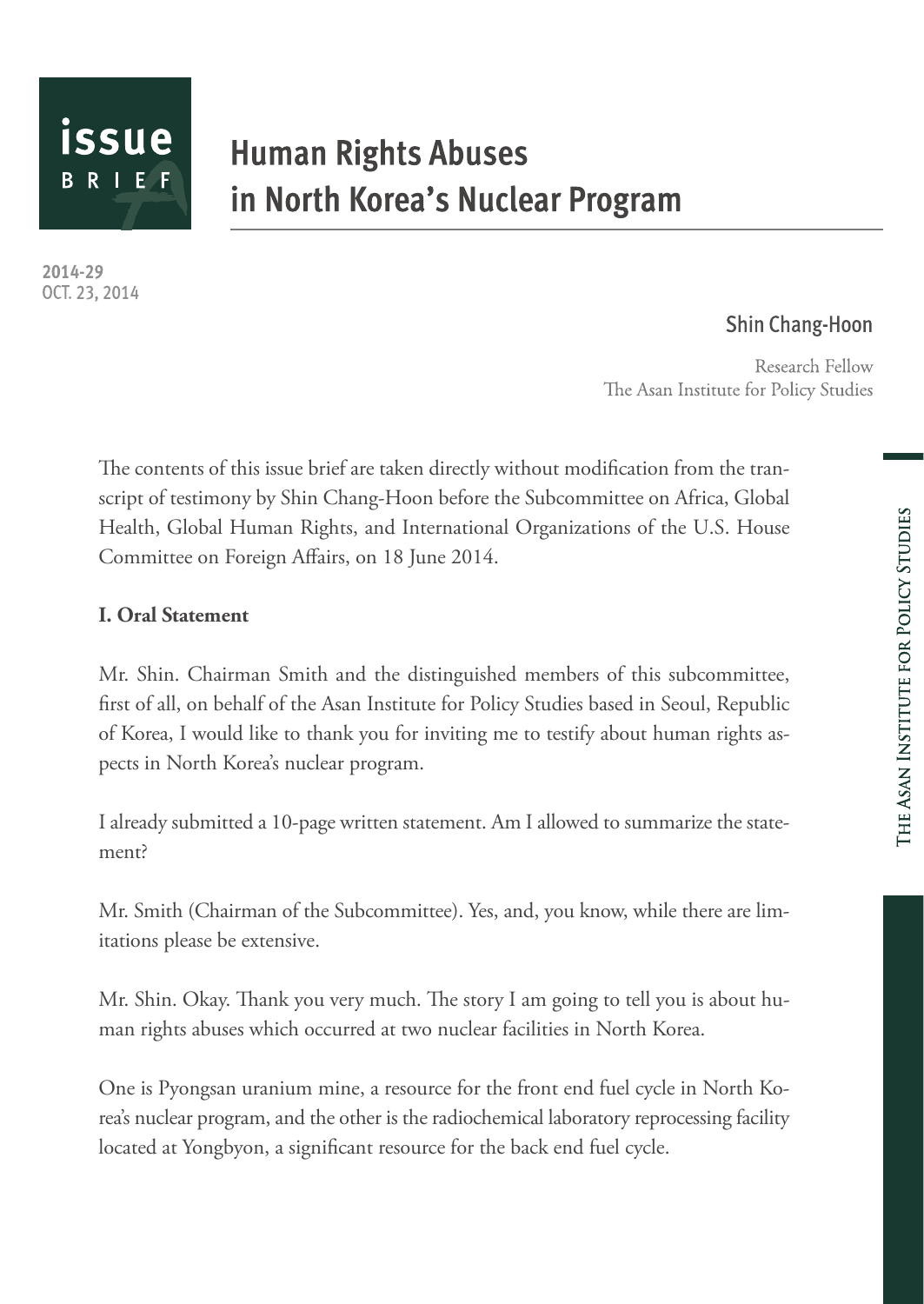issue BRIEF

# Human Rights Abuses in North Korea's Nuclear Program

2014-29
OCT. 23, 2014

Shin Chang-Hoon

Research Fellow
The Asan Institute for Policy Studies

The contents of this issue brief are taken directly without modification from the transcript of testimony by Shin Chang-Hoon before the Subcommittee on Africa, Global Health, Global Human Rights, and International Organizations of the U.S. House Committee on Foreign Affairs, on 18 June 2014.

## I. Oral Statement

Mr. Shin. Chairman Smith and the distinguished members of this subcommittee, first of all, on behalf of the Asan Institute for Policy Studies based in Seoul, Republic of Korea, I would like to thank you for inviting me to testify about human rights aspects in North Korea's nuclear program.

I already submitted a 10-page written statement. Am I allowed to summarize the statement?

Mr. Smith (Chairman of the Subcommittee). Yes, and, you know, while there are limitations please be extensive.

Mr. Shin. Okay. Thank you very much. The story I am going to tell you is about human rights abuses which occurred at two nuclear facilities in North Korea.

One is Pyongsan uranium mine, a resource for the front end fuel cycle in North Korea's nuclear program, and the other is the radiochemical laboratory reprocessing facility located at Yongbyon, a significant resource for the back end fuel cycle.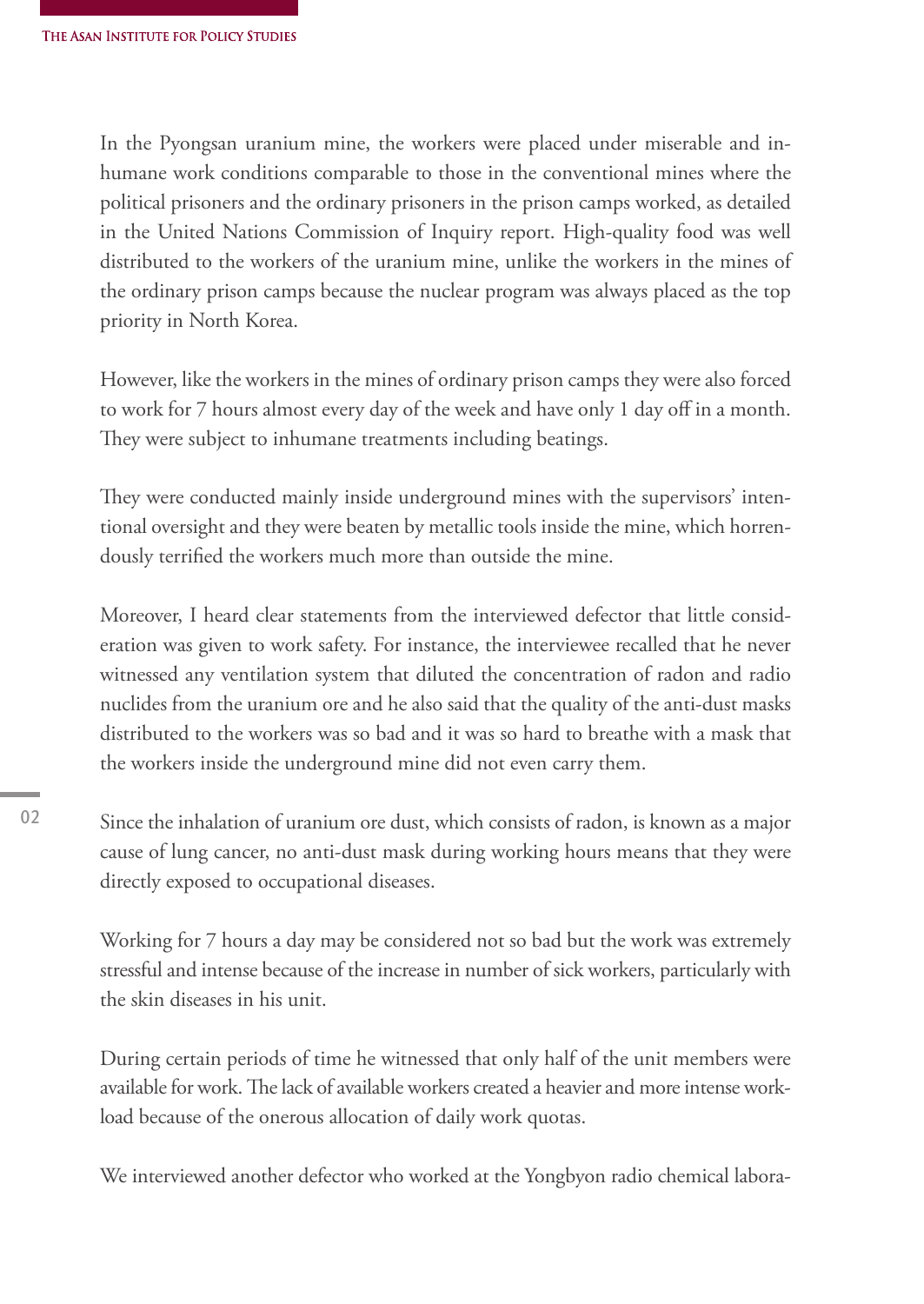In the Pyongsan uranium mine, the workers were placed under miserable and inhumane work conditions comparable to those in the conventional mines where the political prisoners and the ordinary prisoners in the prison camps worked, as detailed in the United Nations Commission of Inquiry report. High-quality food was well distributed to the workers of the uranium mine, unlike the workers in the mines of the ordinary prison camps because the nuclear program was always placed as the top priority in North Korea.

However, like the workers in the mines of ordinary prison camps they were also forced to work for 7 hours almost every day of the week and have only 1 day off in a month. They were subject to inhumane treatments including beatings.

They were conducted mainly inside underground mines with the supervisors' intentional oversight and they were beaten by metallic tools inside the mine, which horrendously terrified the workers much more than outside the mine.

Moreover, I heard clear statements from the interviewed defector that little consideration was given to work safety. For instance, the interviewee recalled that he never witnessed any ventilation system that diluted the concentration of radon and radio nuclides from the uranium ore and he also said that the quality of the anti-dust masks distributed to the workers was so bad and it was so hard to breathe with a mask that the workers inside the underground mine did not even carry them.

Since the inhalation of uranium ore dust, which consists of radon, is known as a major cause of lung cancer, no anti-dust mask during working hours means that they were directly exposed to occupational diseases.

Working for 7 hours a day may be considered not so bad but the work was extremely stressful and intense because of the increase in number of sick workers, particularly with the skin diseases in his unit.

During certain periods of time he witnessed that only half of the unit members were available for work. The lack of available workers created a heavier and more intense workload because of the onerous allocation of daily work quotas.

We interviewed another defector who worked at the Yongbyon radio chemical labora-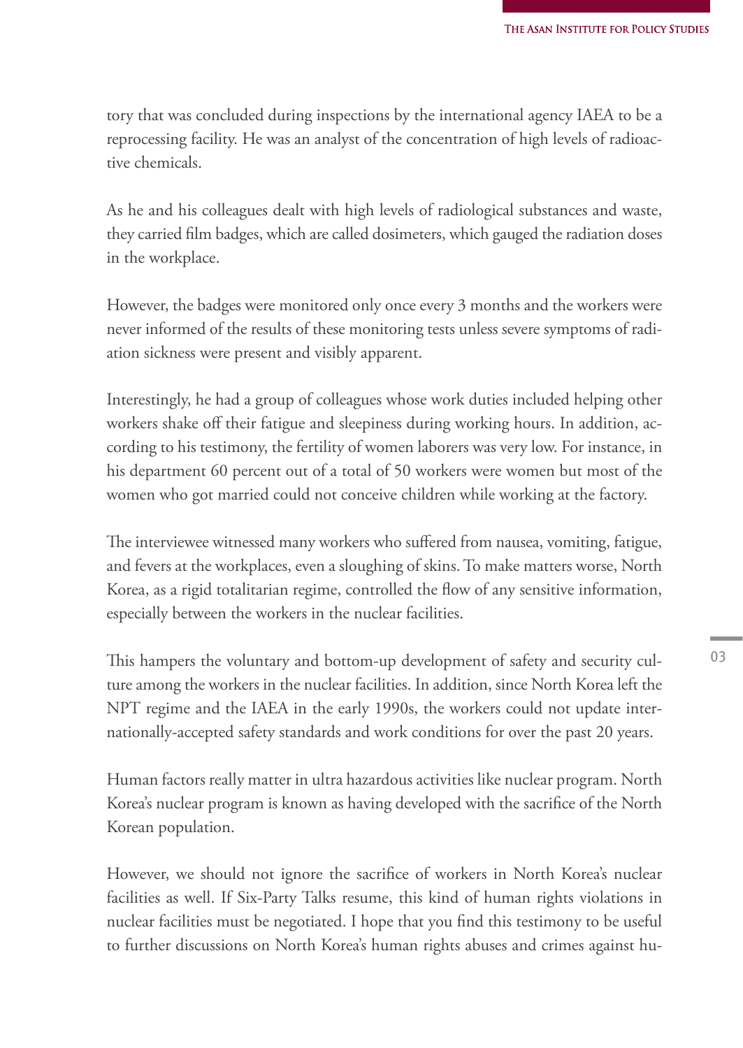tory that was concluded during inspections by the international agency IAEA to be a reprocessing facility. He was an analyst of the concentration of high levels of radioactive chemicals.

As he and his colleagues dealt with high levels of radiological substances and waste, they carried film badges, which are called dosimeters, which gauged the radiation doses in the workplace.

However, the badges were monitored only once every 3 months and the workers were never informed of the results of these monitoring tests unless severe symptoms of radiation sickness were present and visibly apparent.

Interestingly, he had a group of colleagues whose work duties included helping other workers shake off their fatigue and sleepiness during working hours. In addition, according to his testimony, the fertility of women laborers was very low. For instance, in his department 60 percent out of a total of 50 workers were women but most of the women who got married could not conceive children while working at the factory.

The interviewee witnessed many workers who suffered from nausea, vomiting, fatigue, and fevers at the workplaces, even a sloughing of skins. To make matters worse, North Korea, as a rigid totalitarian regime, controlled the flow of any sensitive information, especially between the workers in the nuclear facilities.

This hampers the voluntary and bottom-up development of safety and security culture among the workers in the nuclear facilities. In addition, since North Korea left the NPT regime and the IAEA in the early 1990s, the workers could not update internationally-accepted safety standards and work conditions for over the past 20 years.

Human factors really matter in ultra hazardous activities like nuclear program. North Korea's nuclear program is known as having developed with the sacrifice of the North Korean population.

However, we should not ignore the sacrifice of workers in North Korea's nuclear facilities as well. If Six-Party Talks resume, this kind of human rights violations in nuclear facilities must be negotiated. I hope that you find this testimony to be useful to further discussions on North Korea's human rights abuses and crimes against hu-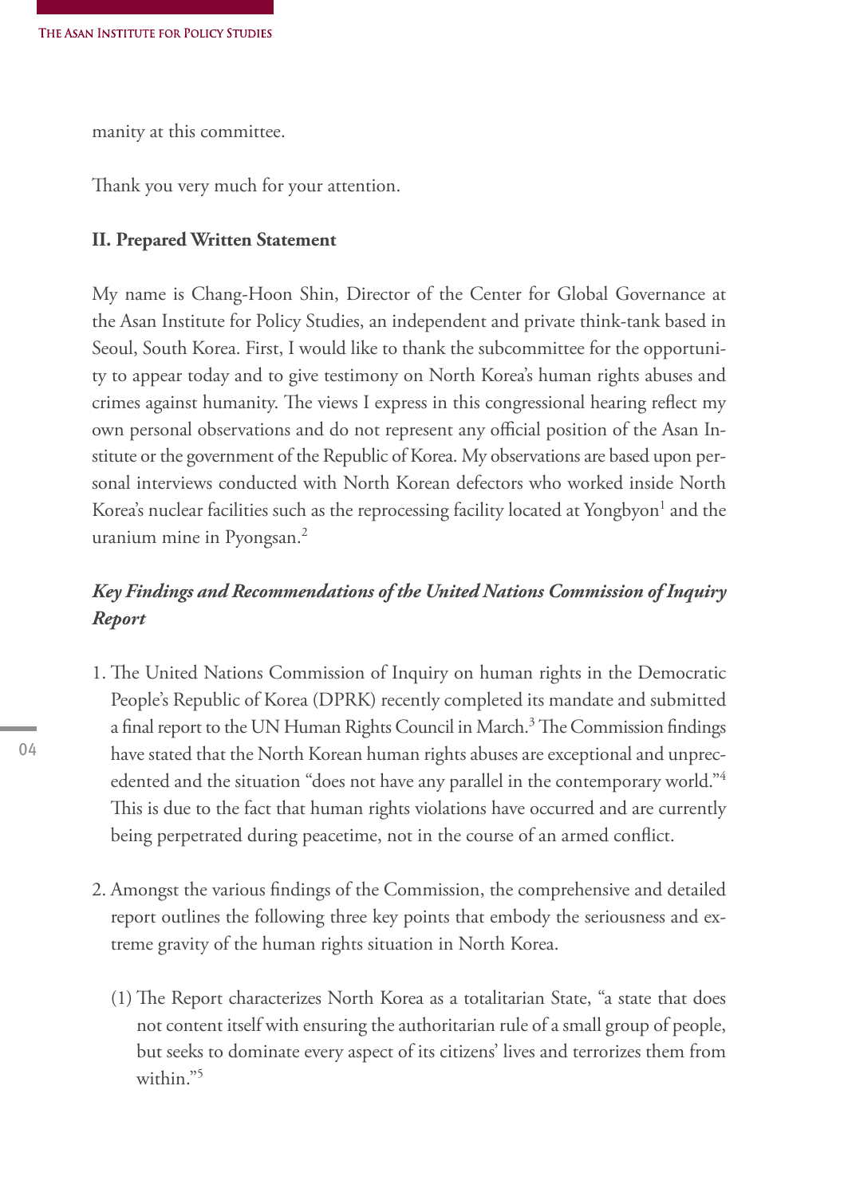manity at this committee.

Thank you very much for your attention.

**II. Prepared Written Statement**

My name is Chang-Hoon Shin, Director of the Center for Global Governance at the Asan Institute for Policy Studies, an independent and private think-tank based in Seoul, South Korea. First, I would like to thank the subcommittee for the opportunity to appear today and to give testimony on North Korea's human rights abuses and crimes against humanity. The views I express in this congressional hearing reflect my own personal observations and do not represent any official position of the Asan Institute or the government of the Republic of Korea. My observations are based upon personal interviews conducted with North Korean defectors who worked inside North Korea's nuclear facilities such as the reprocessing facility located at Yongbyon[1] and the uranium mine in Pyongsan.[2]

***Key Findings and Recommendations of the United Nations Commission of Inquiry Report***

1. The United Nations Commission of Inquiry on human rights in the Democratic People's Republic of Korea (DPRK) recently completed its mandate and submitted a final report to the UN Human Rights Council in March.[3] The Commission findings have stated that the North Korean human rights abuses are exceptional and unprecedented and the situation "does not have any parallel in the contemporary world."[4] This is due to the fact that human rights violations have occurred and are currently being perpetrated during peacetime, not in the course of an armed conflict.

2. Amongst the various findings of the Commission, the comprehensive and detailed report outlines the following three key points that embody the seriousness and extreme gravity of the human rights situation in North Korea.

   (1) The Report characterizes North Korea as a totalitarian State, "a state that does not content itself with ensuring the authoritarian rule of a small group of people, but seeks to dominate every aspect of its citizens' lives and terrorizes them from within."[5]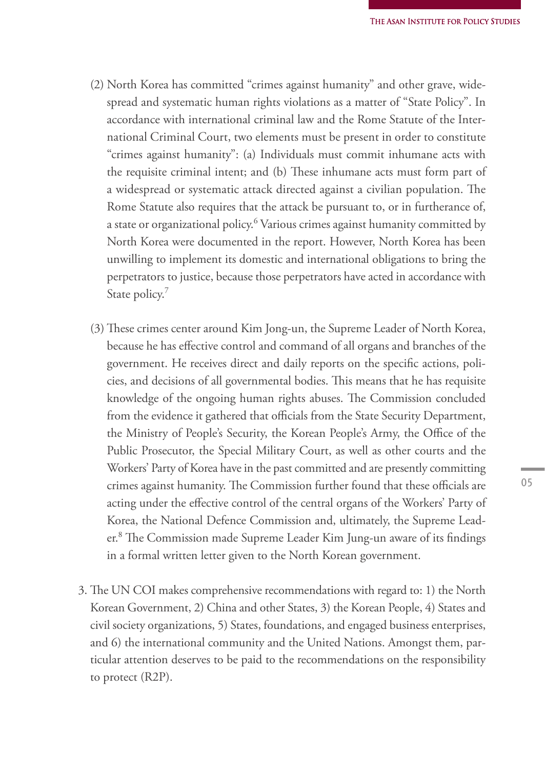(2) North Korea has committed "crimes against humanity" and other grave, widespread and systematic human rights violations as a matter of "State Policy". In accordance with international criminal law and the Rome Statute of the International Criminal Court, two elements must be present in order to constitute "crimes against humanity": (a) Individuals must commit inhumane acts with the requisite criminal intent; and (b) These inhumane acts must form part of a widespread or systematic attack directed against a civilian population. The Rome Statute also requires that the attack be pursuant to, or in furtherance of, a state or organizational policy.[6] Various crimes against humanity committed by North Korea were documented in the report. However, North Korea has been unwilling to implement its domestic and international obligations to bring the perpetrators to justice, because those perpetrators have acted in accordance with State policy.[7]

(3) These crimes center around Kim Jong-un, the Supreme Leader of North Korea, because he has effective control and command of all organs and branches of the government. He receives direct and daily reports on the specific actions, policies, and decisions of all governmental bodies. This means that he has requisite knowledge of the ongoing human rights abuses. The Commission concluded from the evidence it gathered that officials from the State Security Department, the Ministry of People's Security, the Korean People's Army, the Office of the Public Prosecutor, the Special Military Court, as well as other courts and the Workers' Party of Korea have in the past committed and are presently committing crimes against humanity. The Commission further found that these officials are acting under the effective control of the central organs of the Workers' Party of Korea, the National Defence Commission and, ultimately, the Supreme Leader.[8] The Commission made Supreme Leader Kim Jung-un aware of its findings in a formal written letter given to the North Korean government.

3. The UN COI makes comprehensive recommendations with regard to: 1) the North Korean Government, 2) China and other States, 3) the Korean People, 4) States and civil society organizations, 5) States, foundations, and engaged business enterprises, and 6) the international community and the United Nations. Amongst them, particular attention deserves to be paid to the recommendations on the responsibility to protect (R2P).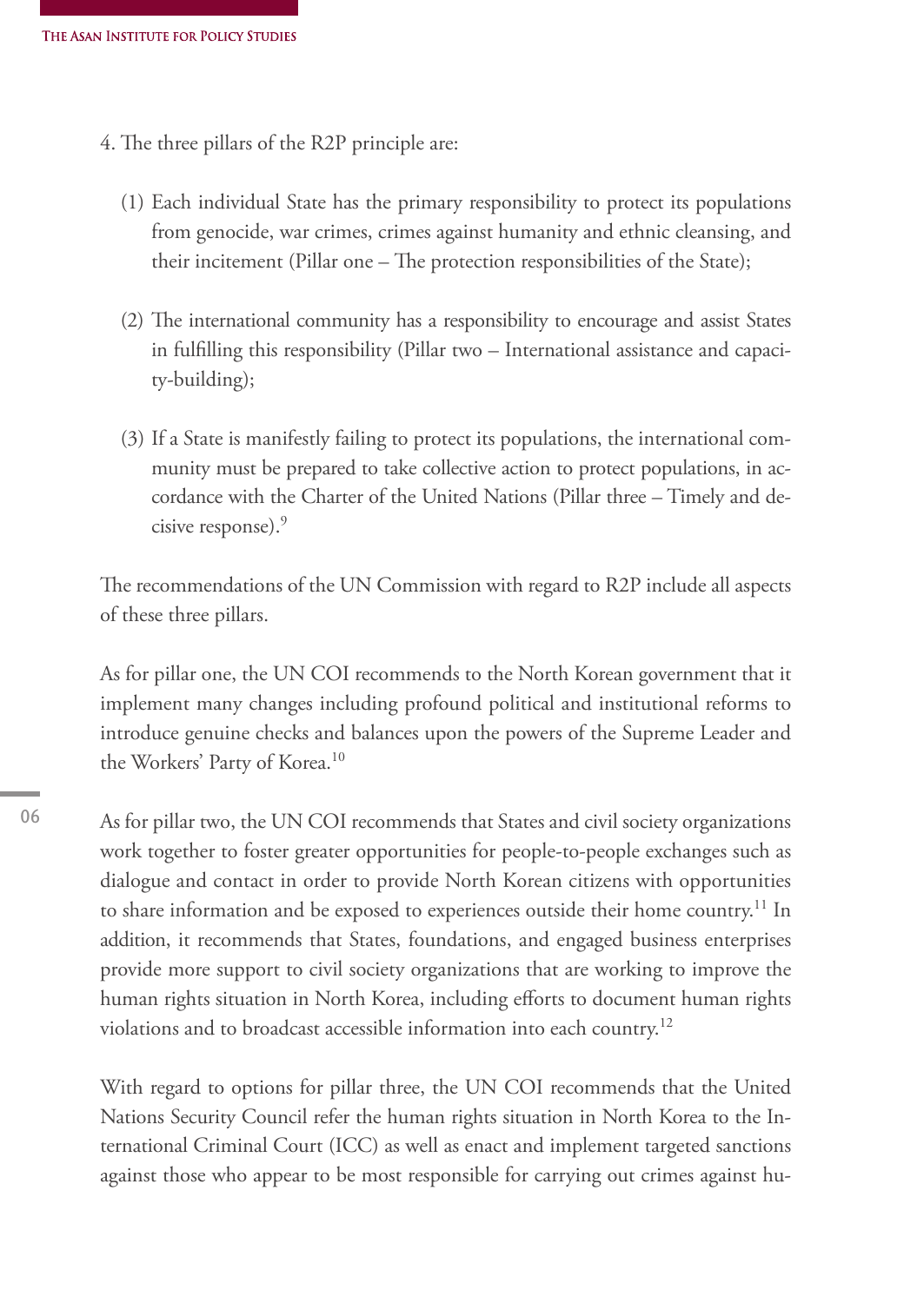4. The three pillars of the R2P principle are:

(1) Each individual State has the primary responsibility to protect its populations from genocide, war crimes, crimes against humanity and ethnic cleansing, and their incitement (Pillar one – The protection responsibilities of the State);

(2) The international community has a responsibility to encourage and assist States in fulfilling this responsibility (Pillar two – International assistance and capacity-building);

(3) If a State is manifestly failing to protect its populations, the international community must be prepared to take collective action to protect populations, in accordance with the Charter of the United Nations (Pillar three – Timely and decisive response).[9]

The recommendations of the UN Commission with regard to R2P include all aspects of these three pillars.

As for pillar one, the UN COI recommends to the North Korean government that it implement many changes including profound political and institutional reforms to introduce genuine checks and balances upon the powers of the Supreme Leader and the Workers' Party of Korea.[10]

As for pillar two, the UN COI recommends that States and civil society organizations work together to foster greater opportunities for people-to-people exchanges such as dialogue and contact in order to provide North Korean citizens with opportunities to share information and be exposed to experiences outside their home country.[11] In addition, it recommends that States, foundations, and engaged business enterprises provide more support to civil society organizations that are working to improve the human rights situation in North Korea, including efforts to document human rights violations and to broadcast accessible information into each country.[12]

With regard to options for pillar three, the UN COI recommends that the United Nations Security Council refer the human rights situation in North Korea to the International Criminal Court (ICC) as well as enact and implement targeted sanctions against those who appear to be most responsible for carrying out crimes against hu-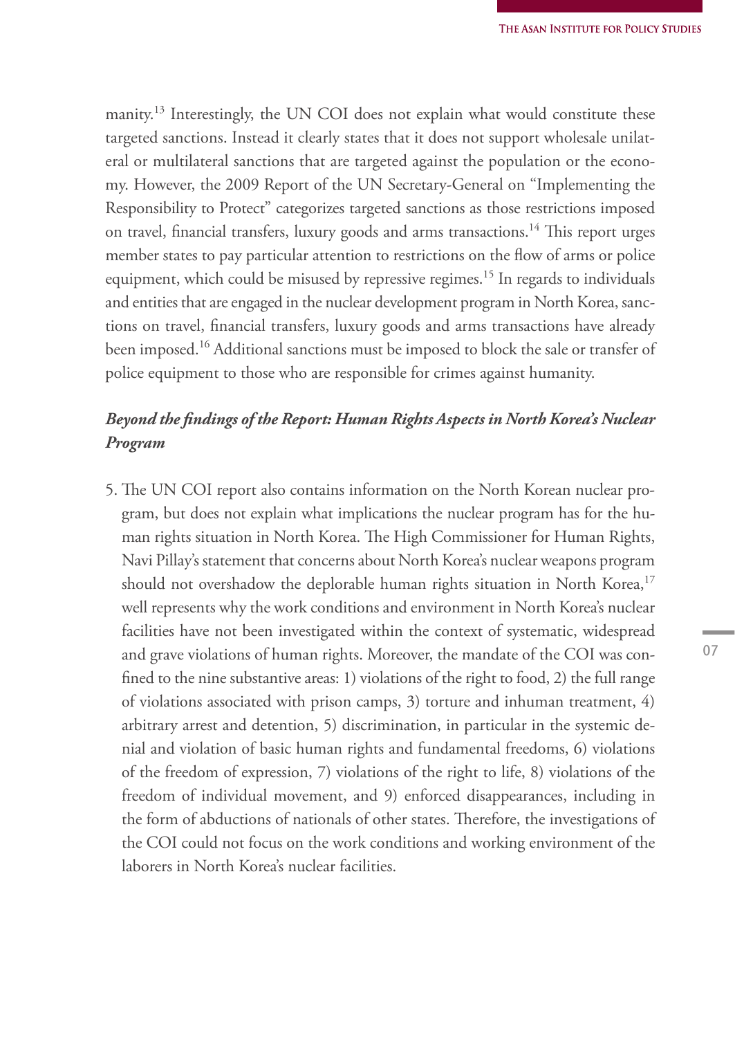manity.[13] Interestingly, the UN COI does not explain what would constitute these targeted sanctions. Instead it clearly states that it does not support wholesale unilateral or multilateral sanctions that are targeted against the population or the economy. However, the 2009 Report of the UN Secretary-General on "Implementing the Responsibility to Protect" categorizes targeted sanctions as those restrictions imposed on travel, financial transfers, luxury goods and arms transactions.[14] This report urges member states to pay particular attention to restrictions on the flow of arms or police equipment, which could be misused by repressive regimes.[15] In regards to individuals and entities that are engaged in the nuclear development program in North Korea, sanctions on travel, financial transfers, luxury goods and arms transactions have already been imposed.[16] Additional sanctions must be imposed to block the sale or transfer of police equipment to those who are responsible for crimes against humanity.

***Beyond the findings of the Report: Human Rights Aspects in North Korea's Nuclear Program***

5. The UN COI report also contains information on the North Korean nuclear program, but does not explain what implications the nuclear program has for the human rights situation in North Korea. The High Commissioner for Human Rights, Navi Pillay's statement that concerns about North Korea's nuclear weapons program should not overshadow the deplorable human rights situation in North Korea,[17] well represents why the work conditions and environment in North Korea's nuclear facilities have not been investigated within the context of systematic, widespread and grave violations of human rights. Moreover, the mandate of the COI was confined to the nine substantive areas: 1) violations of the right to food, 2) the full range of violations associated with prison camps, 3) torture and inhuman treatment, 4) arbitrary arrest and detention, 5) discrimination, in particular in the systemic denial and violation of basic human rights and fundamental freedoms, 6) violations of the freedom of expression, 7) violations of the right to life, 8) violations of the freedom of individual movement, and 9) enforced disappearances, including in the form of abductions of nationals of other states. Therefore, the investigations of the COI could not focus on the work conditions and working environment of the laborers in North Korea's nuclear facilities.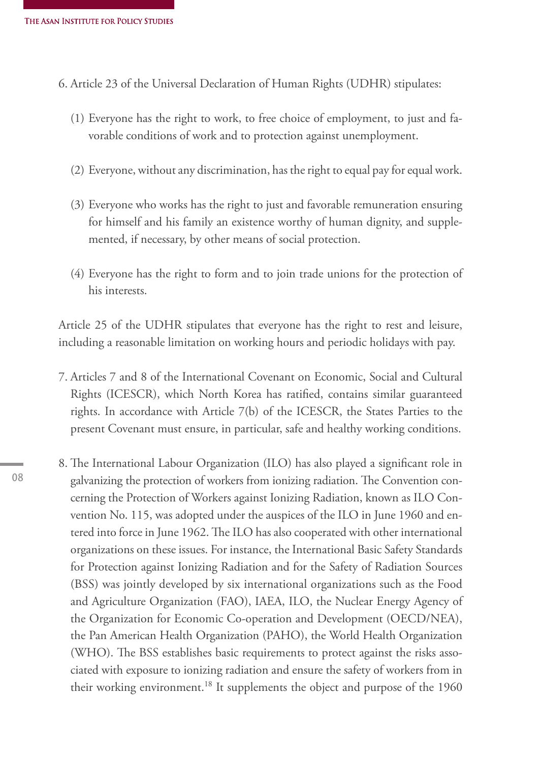6. Article 23 of the Universal Declaration of Human Rights (UDHR) stipulates:

   (1) Everyone has the right to work, to free choice of employment, to just and favorable conditions of work and to protection against unemployment.

   (2) Everyone, without any discrimination, has the right to equal pay for equal work.

   (3) Everyone who works has the right to just and favorable remuneration ensuring for himself and his family an existence worthy of human dignity, and supplemented, if necessary, by other means of social protection.

   (4) Everyone has the right to form and to join trade unions for the protection of his interests.

Article 25 of the UDHR stipulates that everyone has the right to rest and leisure, including a reasonable limitation on working hours and periodic holidays with pay.

7. Articles 7 and 8 of the International Covenant on Economic, Social and Cultural Rights (ICESCR), which North Korea has ratified, contains similar guaranteed rights. In accordance with Article 7(b) of the ICESCR, the States Parties to the present Covenant must ensure, in particular, safe and healthy working conditions.

8. The International Labour Organization (ILO) has also played a significant role in galvanizing the protection of workers from ionizing radiation. The Convention concerning the Protection of Workers against Ionizing Radiation, known as ILO Convention No. 115, was adopted under the auspices of the ILO in June 1960 and entered into force in June 1962. The ILO has also cooperated with other international organizations on these issues. For instance, the International Basic Safety Standards for Protection against Ionizing Radiation and for the Safety of Radiation Sources (BSS) was jointly developed by six international organizations such as the Food and Agriculture Organization (FAO), IAEA, ILO, the Nuclear Energy Agency of the Organization for Economic Co-operation and Development (OECD/NEA), the Pan American Health Organization (PAHO), the World Health Organization (WHO). The BSS establishes basic requirements to protect against the risks associated with exposure to ionizing radiation and ensure the safety of workers from in their working environment.[18] It supplements the object and purpose of the 1960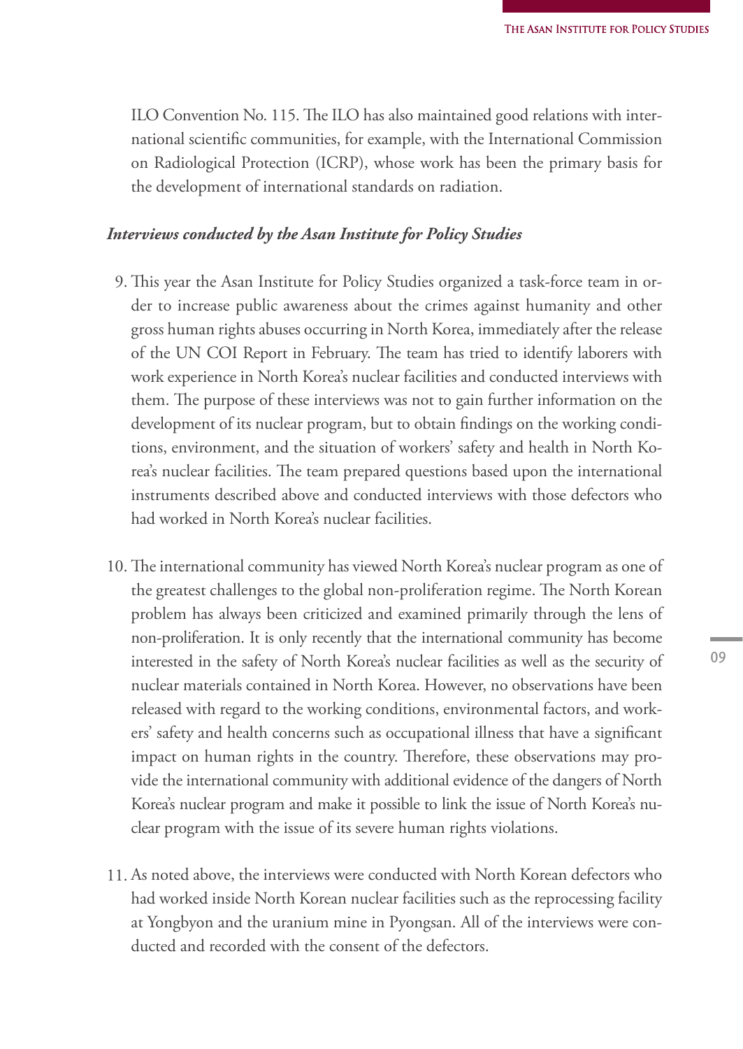ILO Convention No. 115. The ILO has also maintained good relations with international scientific communities, for example, with the International Commission on Radiological Protection (ICRP), whose work has been the primary basis for the development of international standards on radiation.

***Interviews conducted by the Asan Institute for Policy Studies***

9. This year the Asan Institute for Policy Studies organized a task-force team in order to increase public awareness about the crimes against humanity and other gross human rights abuses occurring in North Korea, immediately after the release of the UN COI Report in February. The team has tried to identify laborers with work experience in North Korea's nuclear facilities and conducted interviews with them. The purpose of these interviews was not to gain further information on the development of its nuclear program, but to obtain findings on the working conditions, environment, and the situation of workers' safety and health in North Korea's nuclear facilities. The team prepared questions based upon the international instruments described above and conducted interviews with those defectors who had worked in North Korea's nuclear facilities.

10. The international community has viewed North Korea's nuclear program as one of the greatest challenges to the global non-proliferation regime. The North Korean problem has always been criticized and examined primarily through the lens of non-proliferation. It is only recently that the international community has become interested in the safety of North Korea's nuclear facilities as well as the security of nuclear materials contained in North Korea. However, no observations have been released with regard to the working conditions, environmental factors, and workers' safety and health concerns such as occupational illness that have a significant impact on human rights in the country. Therefore, these observations may provide the international community with additional evidence of the dangers of North Korea's nuclear program and make it possible to link the issue of North Korea's nuclear program with the issue of its severe human rights violations.

11. As noted above, the interviews were conducted with North Korean defectors who had worked inside North Korean nuclear facilities such as the reprocessing facility at Yongbyon and the uranium mine in Pyongsan. All of the interviews were conducted and recorded with the consent of the defectors.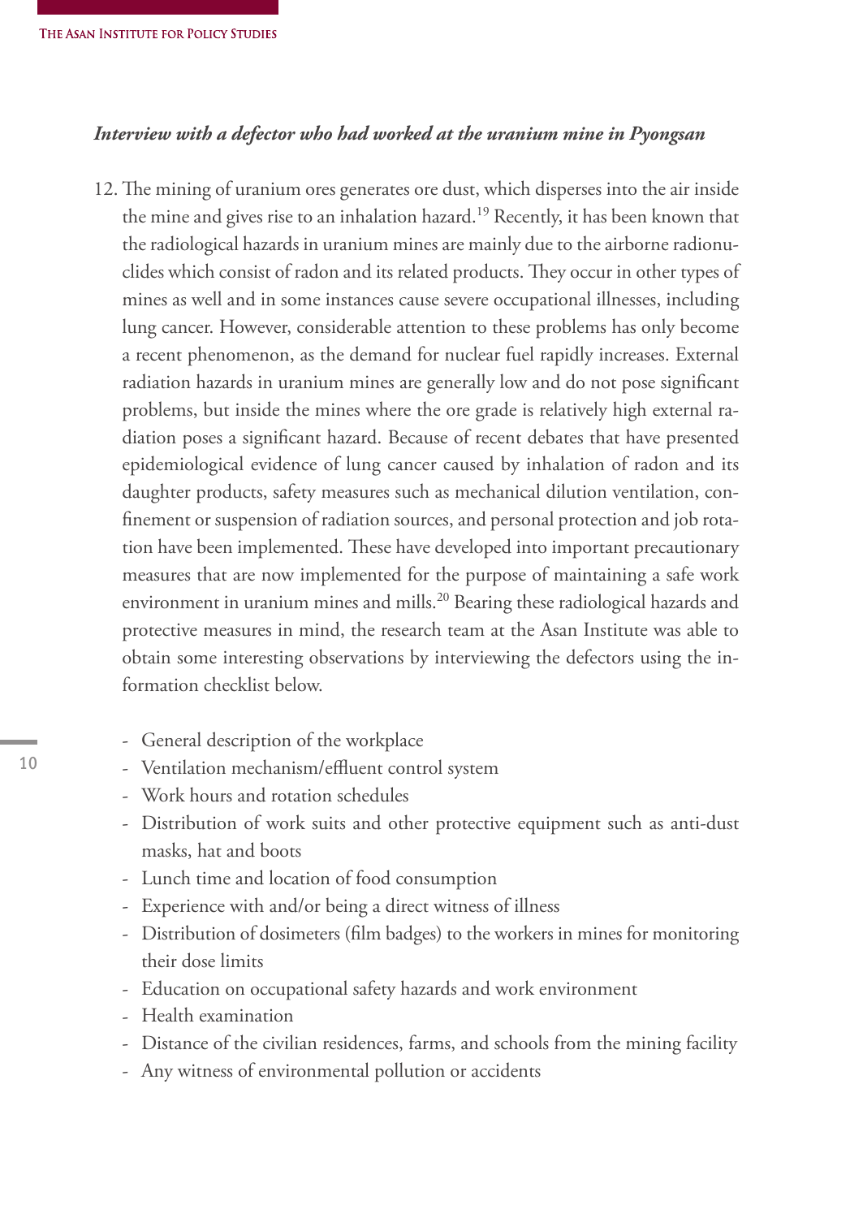*Interview with a defector who had worked at the uranium mine in Pyongsan*

12. The mining of uranium ores generates ore dust, which disperses into the air inside the mine and gives rise to an inhalation hazard.[19] Recently, it has been known that the radiological hazards in uranium mines are mainly due to the airborne radionuclides which consist of radon and its related products. They occur in other types of mines as well and in some instances cause severe occupational illnesses, including lung cancer. However, considerable attention to these problems has only become a recent phenomenon, as the demand for nuclear fuel rapidly increases. External radiation hazards in uranium mines are generally low and do not pose significant problems, but inside the mines where the ore grade is relatively high external radiation poses a significant hazard. Because of recent debates that have presented epidemiological evidence of lung cancer caused by inhalation of radon and its daughter products, safety measures such as mechanical dilution ventilation, confinement or suspension of radiation sources, and personal protection and job rotation have been implemented. These have developed into important precautionary measures that are now implemented for the purpose of maintaining a safe work environment in uranium mines and mills.[20] Bearing these radiological hazards and protective measures in mind, the research team at the Asan Institute was able to obtain some interesting observations by interviewing the defectors using the information checklist below.

- General description of the workplace
- Ventilation mechanism/effluent control system
- Work hours and rotation schedules
- Distribution of work suits and other protective equipment such as anti-dust masks, hat and boots
- Lunch time and location of food consumption
- Experience with and/or being a direct witness of illness
- Distribution of dosimeters (film badges) to the workers in mines for monitoring their dose limits
- Education on occupational safety hazards and work environment
- Health examination
- Distance of the civilian residences, farms, and schools from the mining facility
- Any witness of environmental pollution or accidents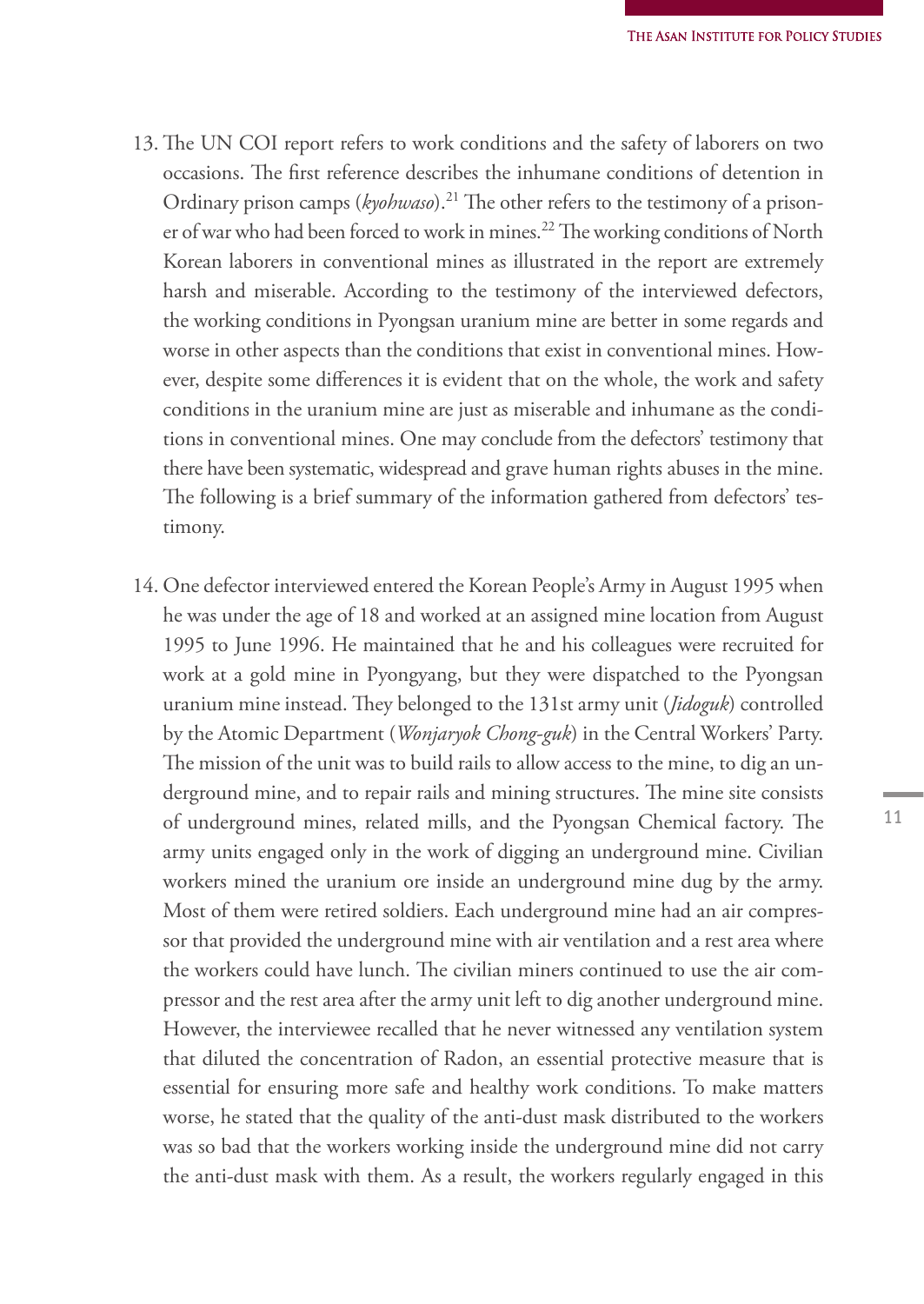13. The UN COI report refers to work conditions and the safety of laborers on two occasions. The first reference describes the inhumane conditions of detention in Ordinary prison camps (*kyohwaso*).[21] The other refers to the testimony of a prisoner of war who had been forced to work in mines.[22] The working conditions of North Korean laborers in conventional mines as illustrated in the report are extremely harsh and miserable. According to the testimony of the interviewed defectors, the working conditions in Pyongsan uranium mine are better in some regards and worse in other aspects than the conditions that exist in conventional mines. However, despite some differences it is evident that on the whole, the work and safety conditions in the uranium mine are just as miserable and inhumane as the conditions in conventional mines. One may conclude from the defectors' testimony that there have been systematic, widespread and grave human rights abuses in the mine. The following is a brief summary of the information gathered from defectors' testimony.

14. One defector interviewed entered the Korean People's Army in August 1995 when he was under the age of 18 and worked at an assigned mine location from August 1995 to June 1996. He maintained that he and his colleagues were recruited for work at a gold mine in Pyongyang, but they were dispatched to the Pyongsan uranium mine instead. They belonged to the 131st army unit (*Jidoguk*) controlled by the Atomic Department (*Wonjaryok Chong-guk*) in the Central Workers' Party. The mission of the unit was to build rails to allow access to the mine, to dig an underground mine, and to repair rails and mining structures. The mine site consists of underground mines, related mills, and the Pyongsan Chemical factory. The army units engaged only in the work of digging an underground mine. Civilian workers mined the uranium ore inside an underground mine dug by the army. Most of them were retired soldiers. Each underground mine had an air compressor that provided the underground mine with air ventilation and a rest area where the workers could have lunch. The civilian miners continued to use the air compressor and the rest area after the army unit left to dig another underground mine. However, the interviewee recalled that he never witnessed any ventilation system that diluted the concentration of Radon, an essential protective measure that is essential for ensuring more safe and healthy work conditions. To make matters worse, he stated that the quality of the anti-dust mask distributed to the workers was so bad that the workers working inside the underground mine did not carry the anti-dust mask with them. As a result, the workers regularly engaged in this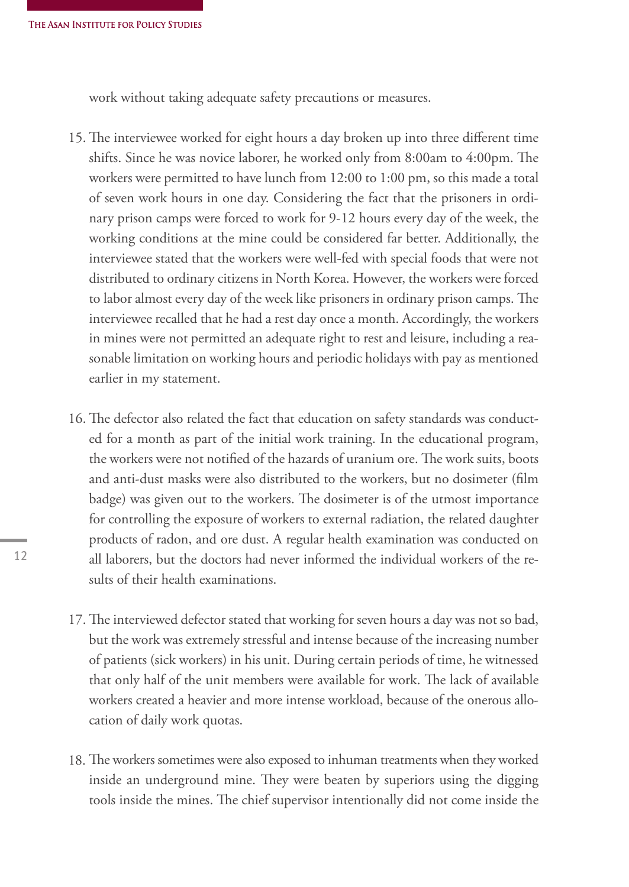work without taking adequate safety precautions or measures.

15. The interviewee worked for eight hours a day broken up into three different time shifts. Since he was novice laborer, he worked only from 8:00am to 4:00pm. The workers were permitted to have lunch from 12:00 to 1:00 pm, so this made a total of seven work hours in one day. Considering the fact that the prisoners in ordinary prison camps were forced to work for 9-12 hours every day of the week, the working conditions at the mine could be considered far better. Additionally, the interviewee stated that the workers were well-fed with special foods that were not distributed to ordinary citizens in North Korea. However, the workers were forced to labor almost every day of the week like prisoners in ordinary prison camps. The interviewee recalled that he had a rest day once a month. Accordingly, the workers in mines were not permitted an adequate right to rest and leisure, including a reasonable limitation on working hours and periodic holidays with pay as mentioned earlier in my statement.

16. The defector also related the fact that education on safety standards was conducted for a month as part of the initial work training. In the educational program, the workers were not notified of the hazards of uranium ore. The work suits, boots and anti-dust masks were also distributed to the workers, but no dosimeter (film badge) was given out to the workers. The dosimeter is of the utmost importance for controlling the exposure of workers to external radiation, the related daughter products of radon, and ore dust. A regular health examination was conducted on all laborers, but the doctors had never informed the individual workers of the results of their health examinations.

17. The interviewed defector stated that working for seven hours a day was not so bad, but the work was extremely stressful and intense because of the increasing number of patients (sick workers) in his unit. During certain periods of time, he witnessed that only half of the unit members were available for work. The lack of available workers created a heavier and more intense workload, because of the onerous allocation of daily work quotas.

18. The workers sometimes were also exposed to inhuman treatments when they worked inside an underground mine. They were beaten by superiors using the digging tools inside the mines. The chief supervisor intentionally did not come inside the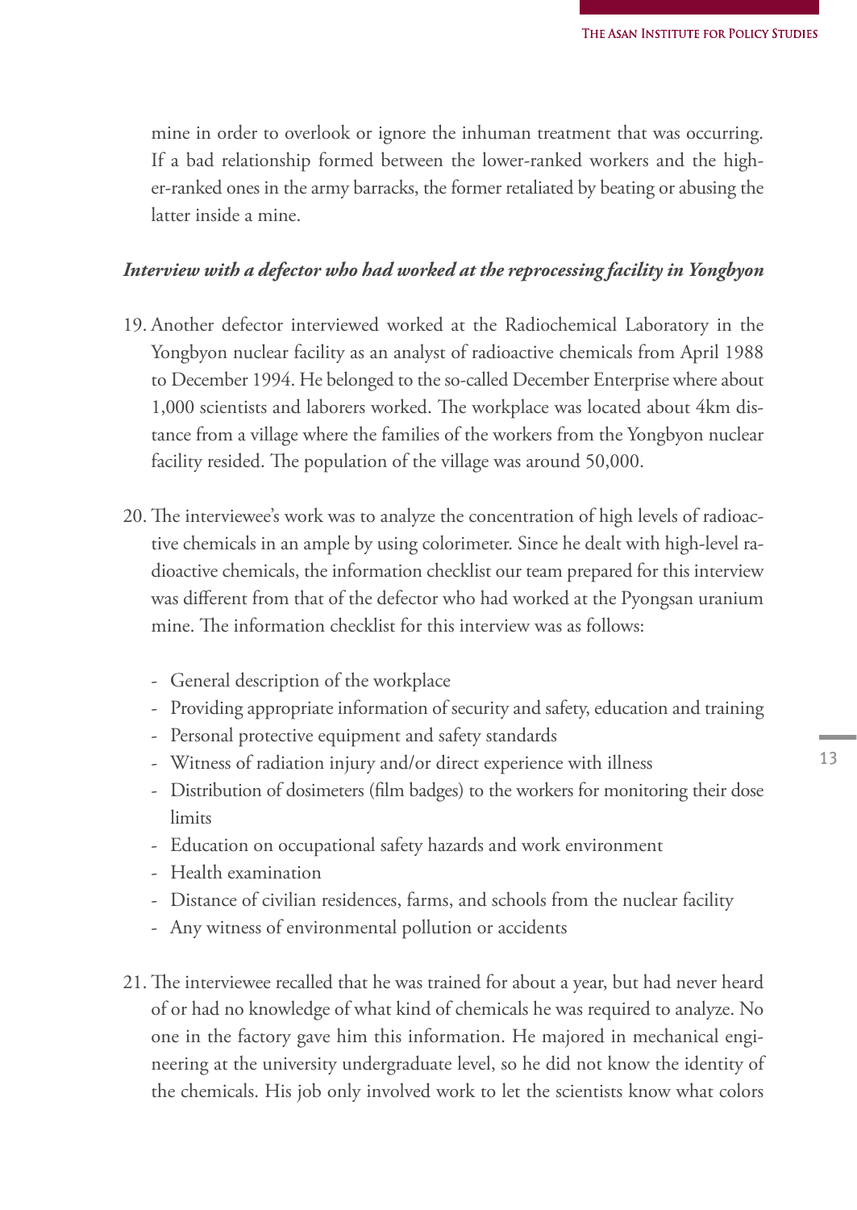mine in order to overlook or ignore the inhuman treatment that was occurring. If a bad relationship formed between the lower-ranked workers and the higher-ranked ones in the army barracks, the former retaliated by beating or abusing the latter inside a mine.

***Interview with a defector who had worked at the reprocessing facility in Yongbyon***

19. Another defector interviewed worked at the Radiochemical Laboratory in the Yongbyon nuclear facility as an analyst of radioactive chemicals from April 1988 to December 1994. He belonged to the so-called December Enterprise where about 1,000 scientists and laborers worked. The workplace was located about 4km distance from a village where the families of the workers from the Yongbyon nuclear facility resided. The population of the village was around 50,000.

20. The interviewee's work was to analyze the concentration of high levels of radioactive chemicals in an ample by using colorimeter. Since he dealt with high-level radioactive chemicals, the information checklist our team prepared for this interview was different from that of the defector who had worked at the Pyongsan uranium mine. The information checklist for this interview was as follows:

    - General description of the workplace
    - Providing appropriate information of security and safety, education and training
    - Personal protective equipment and safety standards
    - Witness of radiation injury and/or direct experience with illness
    - Distribution of dosimeters (film badges) to the workers for monitoring their dose limits
    - Education on occupational safety hazards and work environment
    - Health examination
    - Distance of civilian residences, farms, and schools from the nuclear facility
    - Any witness of environmental pollution or accidents

21. The interviewee recalled that he was trained for about a year, but had never heard of or had no knowledge of what kind of chemicals he was required to analyze. No one in the factory gave him this information. He majored in mechanical engineering at the university undergraduate level, so he did not know the identity of the chemicals. His job only involved work to let the scientists know what colors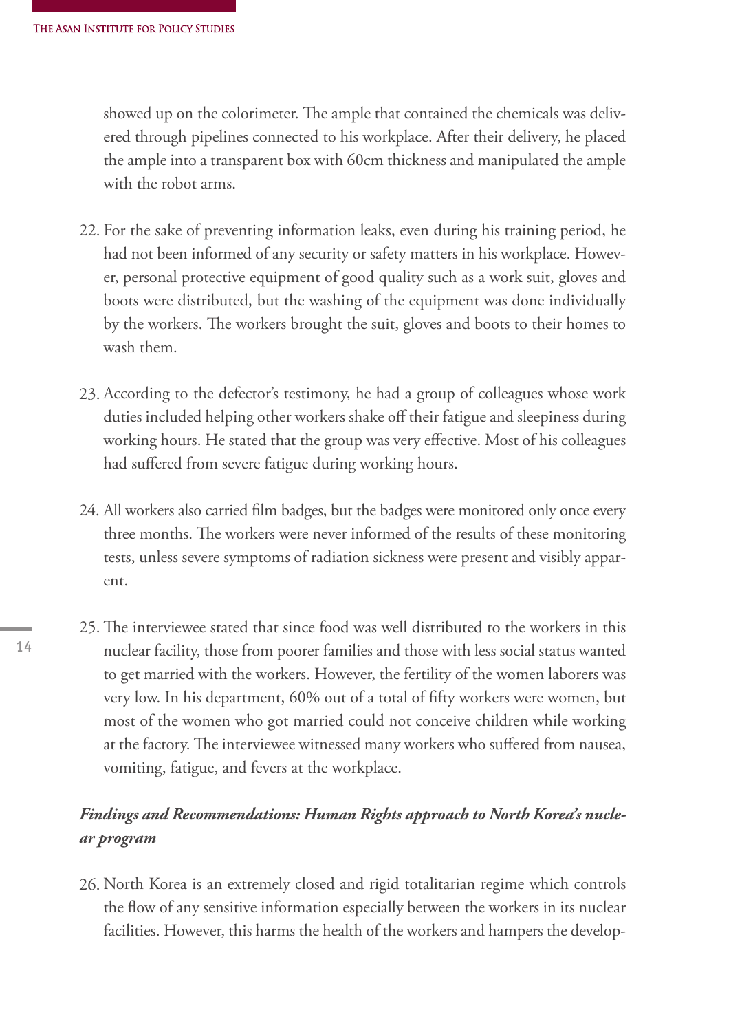showed up on the colorimeter. The ample that contained the chemicals was delivered through pipelines connected to his workplace. After their delivery, he placed the ample into a transparent box with 60cm thickness and manipulated the ample with the robot arms.

22. For the sake of preventing information leaks, even during his training period, he had not been informed of any security or safety matters in his workplace. However, personal protective equipment of good quality such as a work suit, gloves and boots were distributed, but the washing of the equipment was done individually by the workers. The workers brought the suit, gloves and boots to their homes to wash them.

23. According to the defector's testimony, he had a group of colleagues whose work duties included helping other workers shake off their fatigue and sleepiness during working hours. He stated that the group was very effective. Most of his colleagues had suffered from severe fatigue during working hours.

24. All workers also carried film badges, but the badges were monitored only once every three months. The workers were never informed of the results of these monitoring tests, unless severe symptoms of radiation sickness were present and visibly apparent.

25. The interviewee stated that since food was well distributed to the workers in this nuclear facility, those from poorer families and those with less social status wanted to get married with the workers. However, the fertility of the women laborers was very low. In his department, 60% out of a total of fifty workers were women, but most of the women who got married could not conceive children while working at the factory. The interviewee witnessed many workers who suffered from nausea, vomiting, fatigue, and fevers at the workplace.

### ***Findings and Recommendations: Human Rights approach to North Korea's nuclear program***

26. North Korea is an extremely closed and rigid totalitarian regime which controls the flow of any sensitive information especially between the workers in its nuclear facilities. However, this harms the health of the workers and hampers the develop-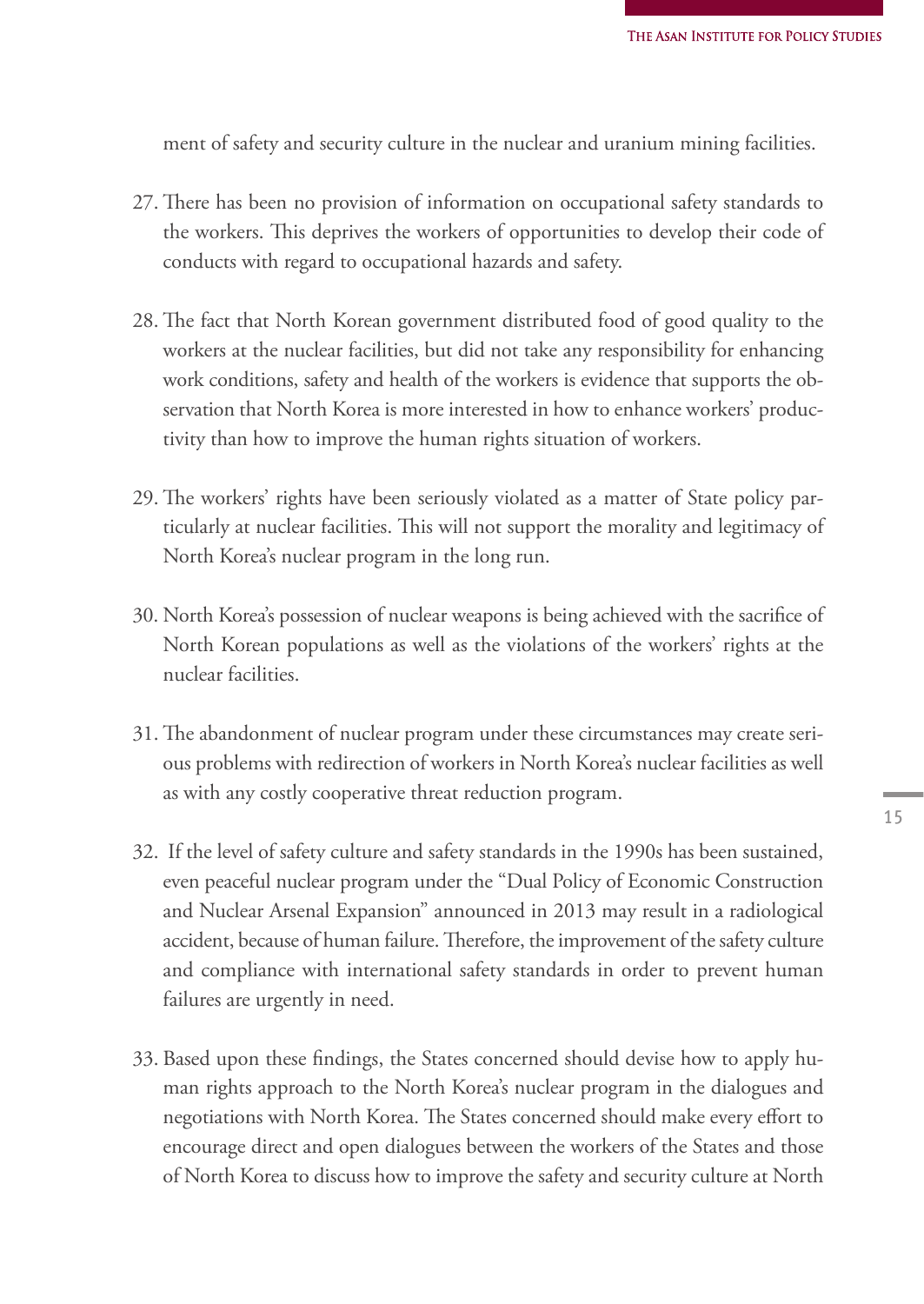ment of safety and security culture in the nuclear and uranium mining facilities.

27. There has been no provision of information on occupational safety standards to the workers. This deprives the workers of opportunities to develop their code of conducts with regard to occupational hazards and safety.

28. The fact that North Korean government distributed food of good quality to the workers at the nuclear facilities, but did not take any responsibility for enhancing work conditions, safety and health of the workers is evidence that supports the observation that North Korea is more interested in how to enhance workers' productivity than how to improve the human rights situation of workers.

29. The workers' rights have been seriously violated as a matter of State policy particularly at nuclear facilities. This will not support the morality and legitimacy of North Korea's nuclear program in the long run.

30. North Korea's possession of nuclear weapons is being achieved with the sacrifice of North Korean populations as well as the violations of the workers' rights at the nuclear facilities.

31. The abandonment of nuclear program under these circumstances may create serious problems with redirection of workers in North Korea's nuclear facilities as well as with any costly cooperative threat reduction program.

32. If the level of safety culture and safety standards in the 1990s has been sustained, even peaceful nuclear program under the "Dual Policy of Economic Construction and Nuclear Arsenal Expansion" announced in 2013 may result in a radiological accident, because of human failure. Therefore, the improvement of the safety culture and compliance with international safety standards in order to prevent human failures are urgently in need.

33. Based upon these findings, the States concerned should devise how to apply human rights approach to the North Korea's nuclear program in the dialogues and negotiations with North Korea. The States concerned should make every effort to encourage direct and open dialogues between the workers of the States and those of North Korea to discuss how to improve the safety and security culture at North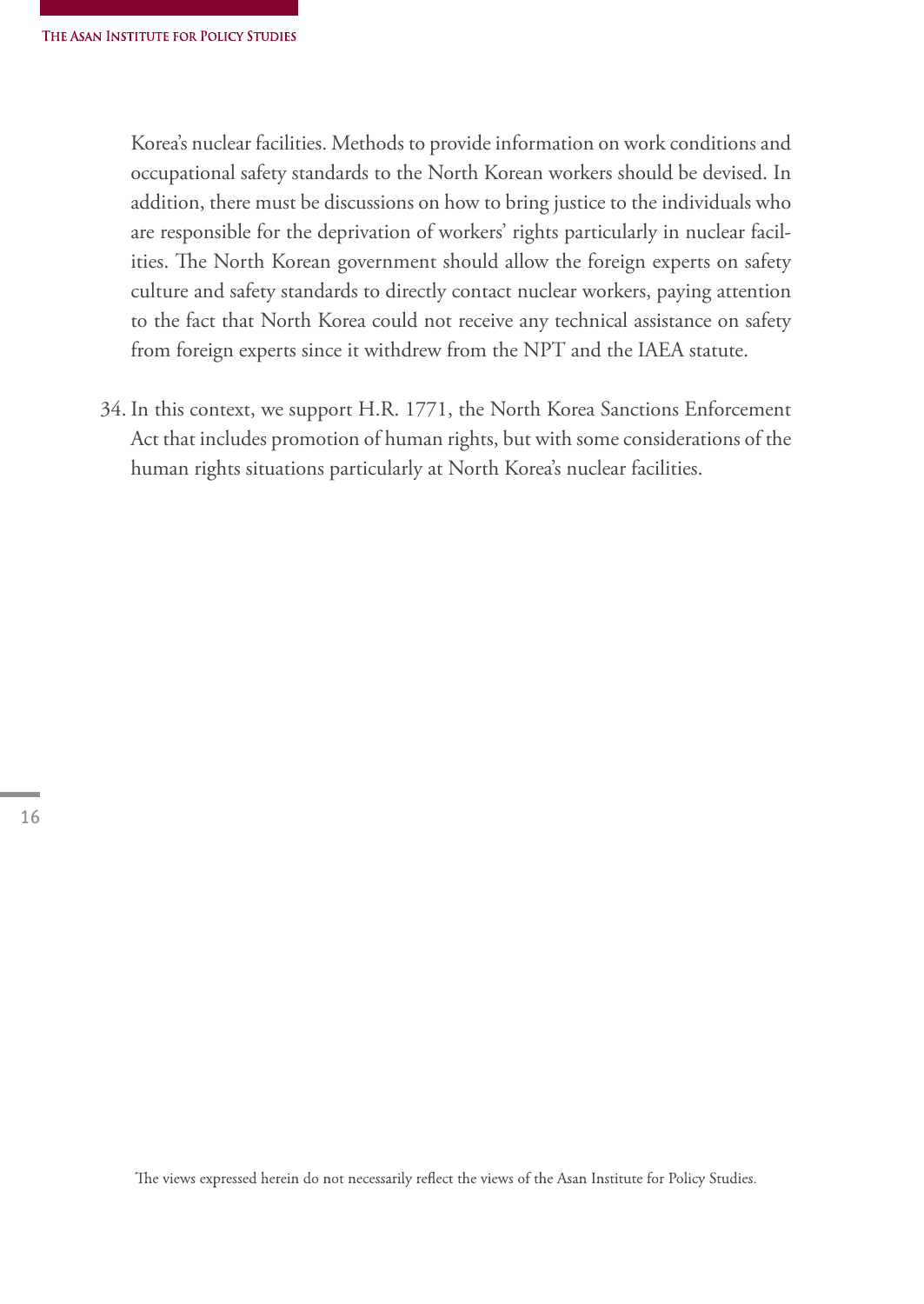Korea's nuclear facilities. Methods to provide information on work conditions and occupational safety standards to the North Korean workers should be devised. In addition, there must be discussions on how to bring justice to the individuals who are responsible for the deprivation of workers' rights particularly in nuclear facilities. The North Korean government should allow the foreign experts on safety culture and safety standards to directly contact nuclear workers, paying attention to the fact that North Korea could not receive any technical assistance on safety from foreign experts since it withdrew from the NPT and the IAEA statute.

34. In this context, we support H.R. 1771, the North Korea Sanctions Enforcement Act that includes promotion of human rights, but with some considerations of the human rights situations particularly at North Korea's nuclear facilities.

The views expressed herein do not necessarily reflect the views of the Asan Institute for Policy Studies.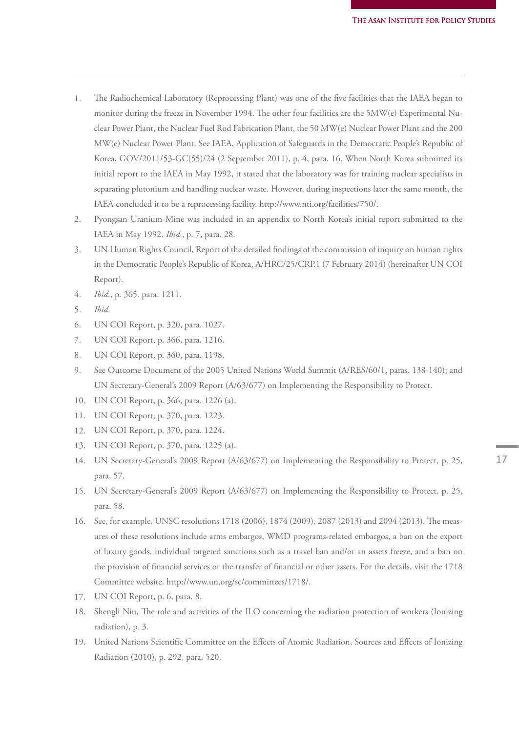1. The Radiochemical Laboratory (Reprocessing Plant) was one of the five facilities that the IAEA began to monitor during the freeze in November 1994. The other four facilities are the 5MW(e) Experimental Nuclear Power Plant, the Nuclear Fuel Rod Fabrication Plant, the 50 MW(e) Nuclear Power Plant and the 200 MW(e) Nuclear Power Plant. See IAEA, Application of Safeguards in the Democratic People's Republic of Korea, GOV/2011/53-GC(55)/24 (2 September 2011), p. 4, para. 16. When North Korea submitted its initial report to the IAEA in May 1992, it stated that the laboratory was for training nuclear specialists in separating plutonium and handling nuclear waste. However, during inspections later the same month, the IAEA concluded it to be a reprocessing facility. http://www.nti.org/facilities/750/.
2. Pyongsan Uranium Mine was included in an appendix to North Korea's initial report submitted to the IAEA in May 1992. *Ibid.*, p. 7, para. 28.
3. UN Human Rights Council, Report of the detailed findings of the commission of inquiry on human rights in the Democratic People's Republic of Korea, A/HRC/25/CRP.1 (7 February 2014) (hereinafter UN COI Report).
4. *Ibid.*, p. 365. para. 1211.
5. *Ibid.*
6. UN COI Report, p. 320, para. 1027.
7. UN COI Report, p. 366, para. 1216.
8. UN COI Report, p. 360, para. 1198.
9. See Outcome Document of the 2005 United Nations World Summit (A/RES/60/1, paras. 138-140); and UN Secretary-General's 2009 Report (A/63/677) on Implementing the Responsibility to Protect.
10. UN COI Report, p. 366, para. 1226 (a).
11. UN COI Report, p. 370, para. 1223.
12. UN COI Report, p. 370, para. 1224.
13. UN COI Report, p. 370, para. 1225 (a).
14. UN Secretary-General's 2009 Report (A/63/677) on Implementing the Responsibility to Protect, p. 25, para. 57.
15. UN Secretary-General's 2009 Report (A/63/677) on Implementing the Responsibility to Protect, p. 25, para. 58.
16. See, for example, UNSC resolutions 1718 (2006), 1874 (2009), 2087 (2013) and 2094 (2013). The measures of these resolutions include arms embargos, WMD programs-related embargos, a ban on the export of luxury goods, individual targeted sanctions such as a travel ban and/or an assets freeze, and a ban on the provision of financial services or the transfer of financial or other assets. For the details, visit the 1718 Committee website. http://www.un.org/sc/committees/1718/.
17. UN COI Report, p. 6, para. 8.
18. Shengli Niu, The role and activities of the ILO concerning the radiation protection of workers (Ionizing radiation), p. 3.
19. United Nations Scientific Committee on the Effects of Atomic Radiation, Sources and Effects of Ionizing Radiation (2010), p. 292, para. 520.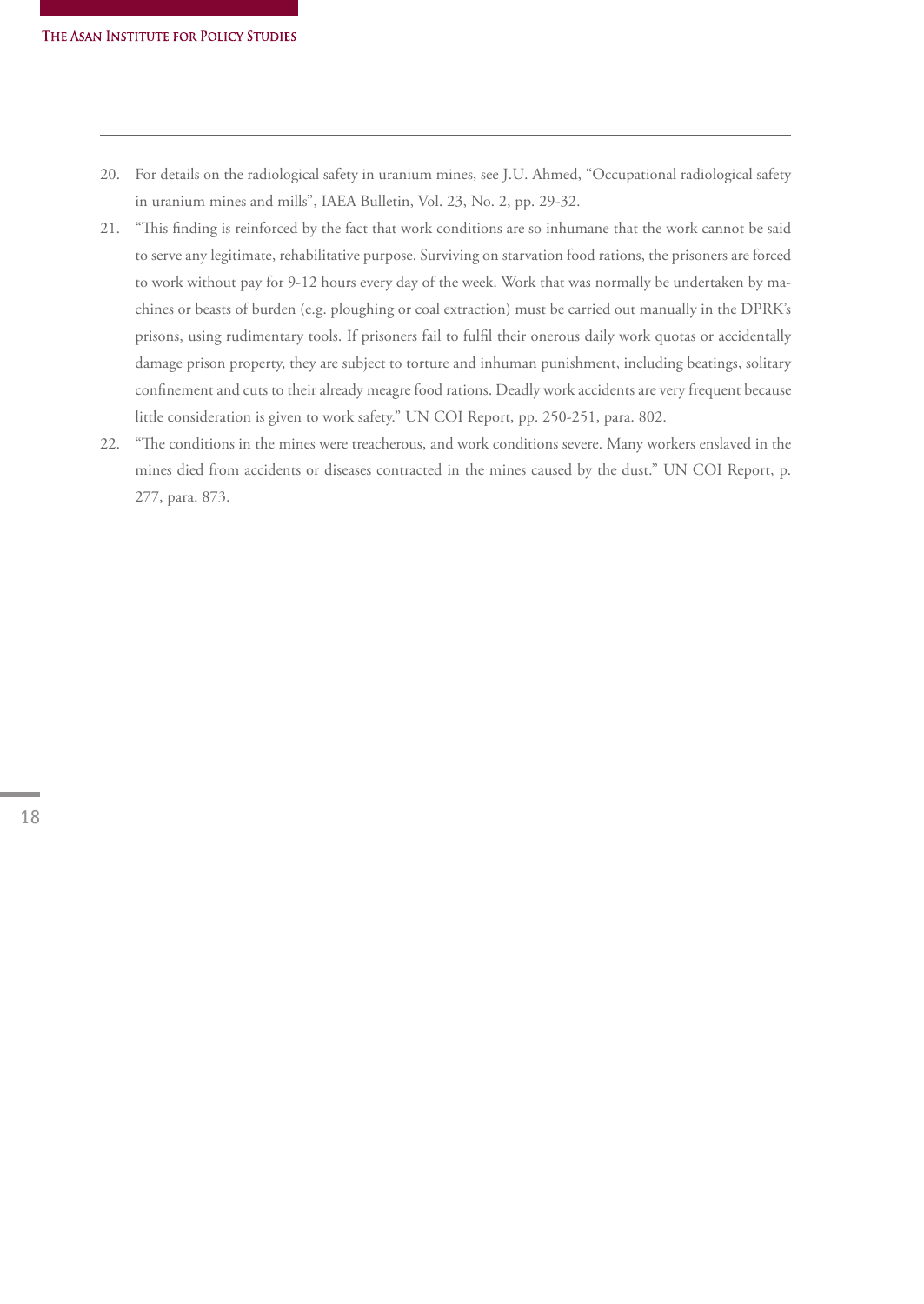20. For details on the radiological safety in uranium mines, see J.U. Ahmed, "Occupational radiological safety in uranium mines and mills", IAEA Bulletin, Vol. 23, No. 2, pp. 29-32.
21. "This finding is reinforced by the fact that work conditions are so inhumane that the work cannot be said to serve any legitimate, rehabilitative purpose. Surviving on starvation food rations, the prisoners are forced to work without pay for 9-12 hours every day of the week. Work that was normally be undertaken by machines or beasts of burden (e.g. ploughing or coal extraction) must be carried out manually in the DPRK's prisons, using rudimentary tools. If prisoners fail to fulfil their onerous daily work quotas or accidentally damage prison property, they are subject to torture and inhuman punishment, including beatings, solitary confinement and cuts to their already meagre food rations. Deadly work accidents are very frequent because little consideration is given to work safety." UN COI Report, pp. 250-251, para. 802.
22. "The conditions in the mines were treacherous, and work conditions severe. Many workers enslaved in the mines died from accidents or diseases contracted in the mines caused by the dust." UN COI Report, p. 277, para. 873.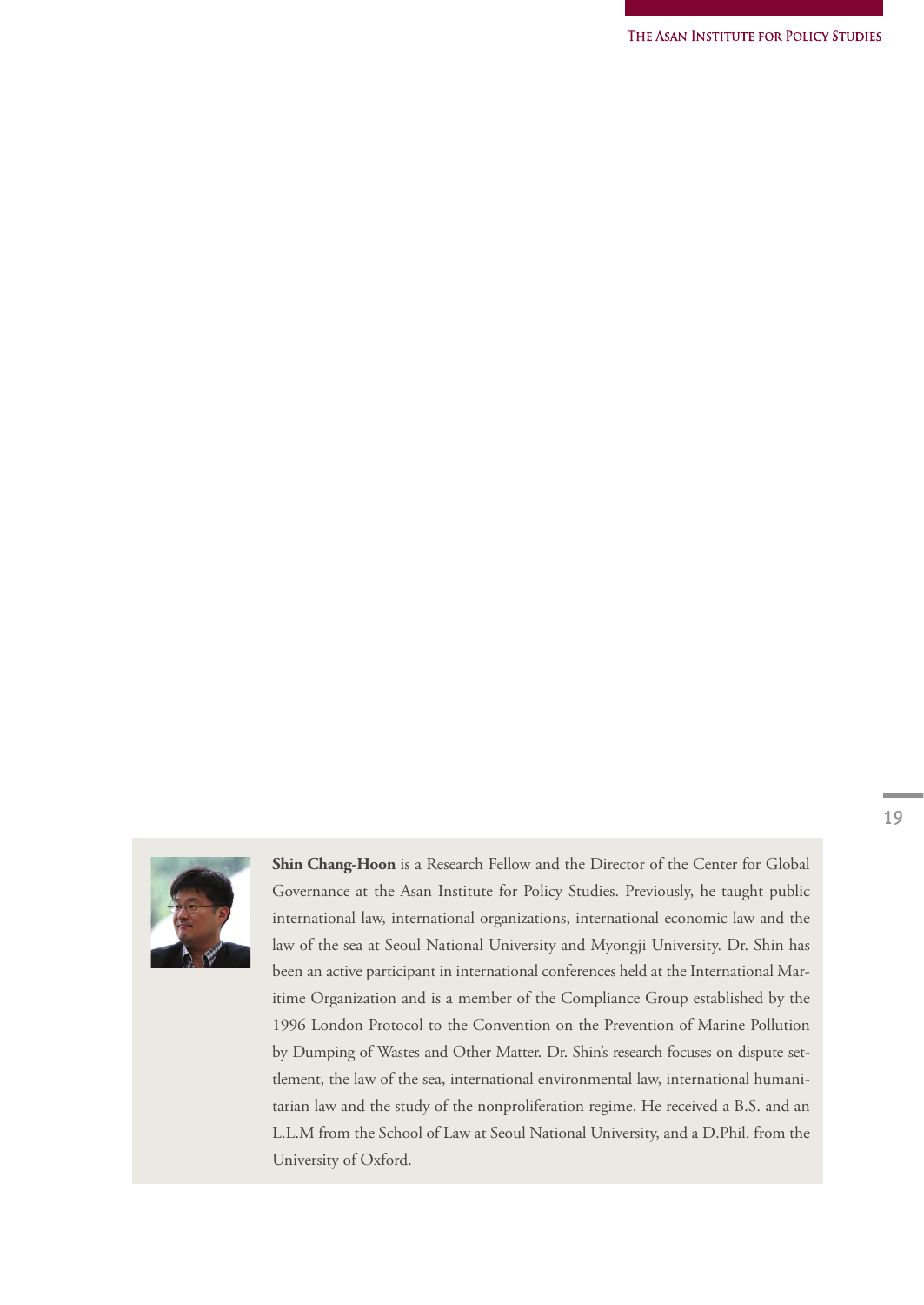**Shin Chang-Hoon** is a Research Fellow and the Director of the Center for Global Governance at the Asan Institute for Policy Studies. Previously, he taught public international law, international organizations, international economic law and the law of the sea at Seoul National University and Myongji University. Dr. Shin has been an active participant in international conferences held at the International Maritime Organization and is a member of the Compliance Group established by the 1996 London Protocol to the Convention on the Prevention of Marine Pollution by Dumping of Wastes and Other Matter. Dr. Shin's research focuses on dispute settlement, the law of the sea, international environmental law, international humanitarian law and the study of the nonproliferation regime. He received a B.S. and an L.L.M from the School of Law at Seoul National University, and a D.Phil. from the University of Oxford.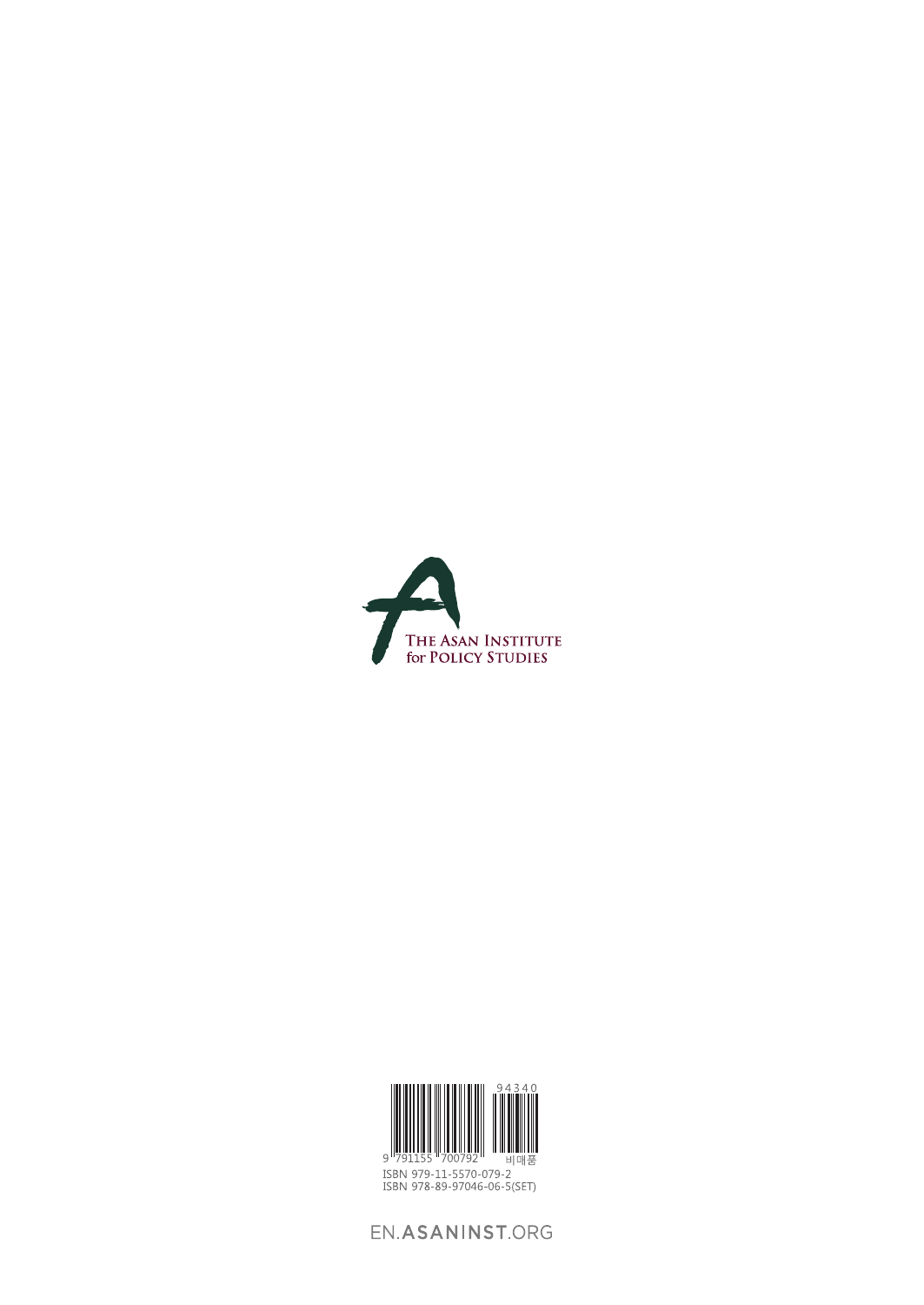THE ASAN INSTITUTE
for POLICY STUDIES

9 791155 700792
94340
비매품

ISBN 979-11-5570-079-2
ISBN 978-89-97046-06-5(SET)

EN.ASANINST.ORG